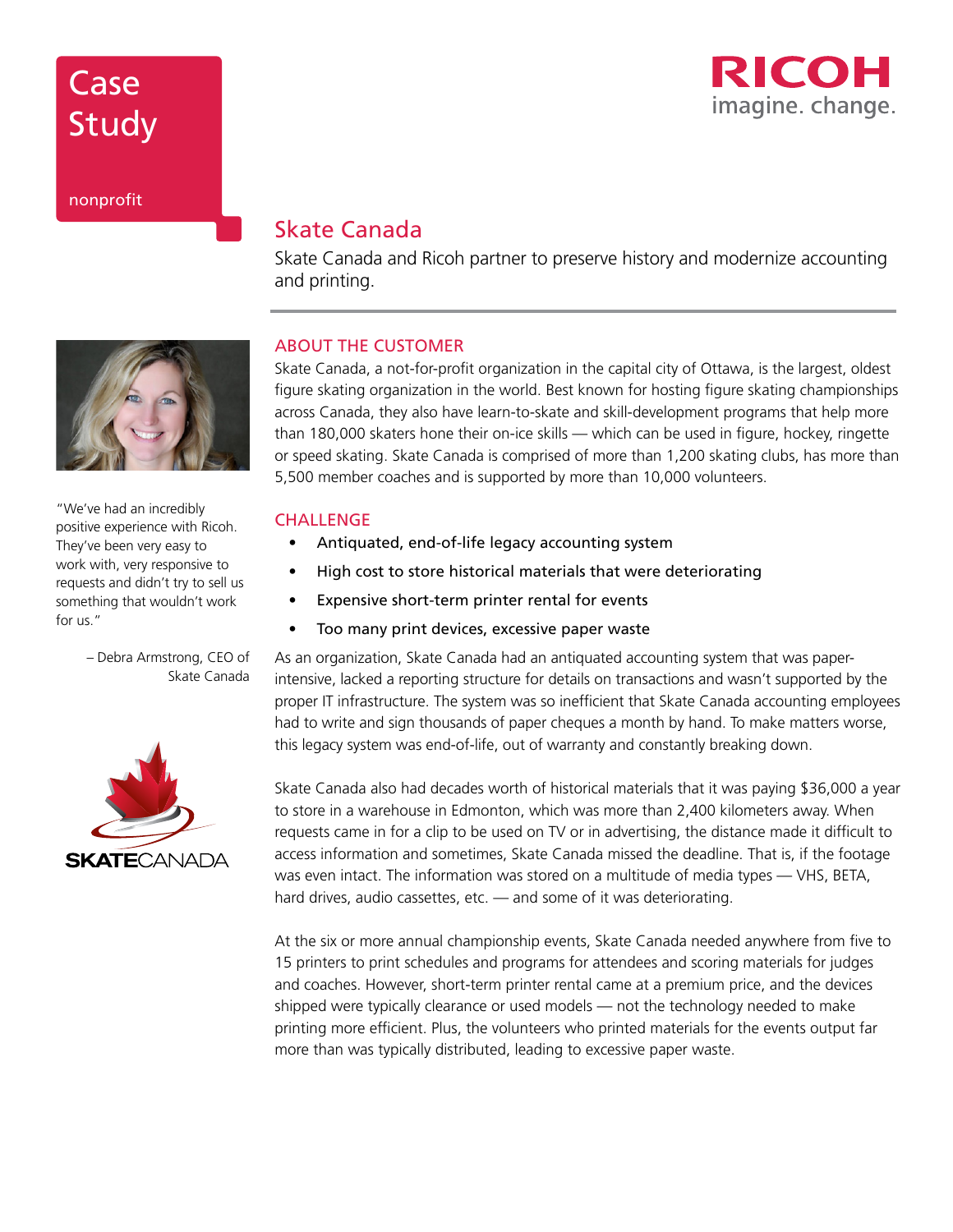# Case Study

nonprofit

RICOH
imagine. change.

## Skate Canada

Skate Canada and Ricoh partner to preserve history and modernize accounting and printing.

"We've had an incredibly positive experience with Ricoh. They've been very easy to work with, very responsive to requests and didn't try to sell us something that wouldn't work for us."

– Debra Armstrong, CEO of Skate Canada

### ABOUT THE CUSTOMER

Skate Canada, a not-for-profit organization in the capital city of Ottawa, is the largest, oldest figure skating organization in the world. Best known for hosting figure skating championships across Canada, they also have learn-to-skate and skill-development programs that help more than 180,000 skaters hone their on-ice skills — which can be used in figure, hockey, ringette or speed skating. Skate Canada is comprised of more than 1,200 skating clubs, has more than 5,500 member coaches and is supported by more than 10,000 volunteers.

### CHALLENGE

- Antiquated, end-of-life legacy accounting system
- High cost to store historical materials that were deteriorating
- Expensive short-term printer rental for events
- Too many print devices, excessive paper waste

As an organization, Skate Canada had an antiquated accounting system that was paper-intensive, lacked a reporting structure for details on transactions and wasn't supported by the proper IT infrastructure. The system was so inefficient that Skate Canada accounting employees had to write and sign thousands of paper cheques a month by hand. To make matters worse, this legacy system was end-of-life, out of warranty and constantly breaking down.

Skate Canada also had decades worth of historical materials that it was paying $36,000 a year to store in a warehouse in Edmonton, which was more than 2,400 kilometers away. When requests came in for a clip to be used on TV or in advertising, the distance made it difficult to access information and sometimes, Skate Canada missed the deadline. That is, if the footage was even intact. The information was stored on a multitude of media types — VHS, BETA, hard drives, audio cassettes, etc. — and some of it was deteriorating.

At the six or more annual championship events, Skate Canada needed anywhere from five to 15 printers to print schedules and programs for attendees and scoring materials for judges and coaches. However, short-term printer rental came at a premium price, and the devices shipped were typically clearance or used models — not the technology needed to make printing more efficient. Plus, the volunteers who printed materials for the events output far more than was typically distributed, leading to excessive paper waste.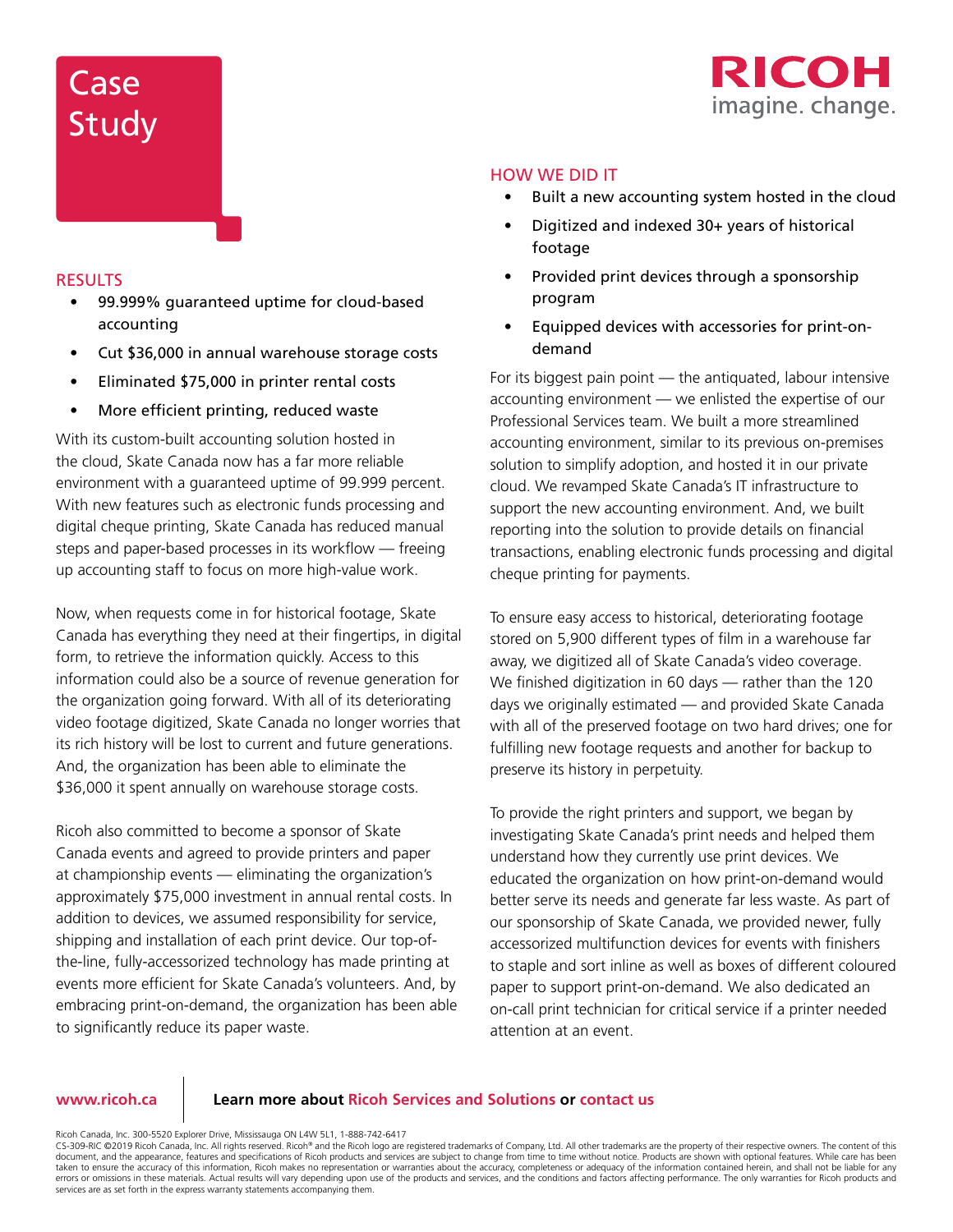# Case Study

RICOH
imagine. change.

## RESULTS

- 99.999% guaranteed uptime for cloud-based accounting
- Cut $36,000 in annual warehouse storage costs
- Eliminated $75,000 in printer rental costs
- More efficient printing, reduced waste

With its custom-built accounting solution hosted in the cloud, Skate Canada now has a far more reliable environment with a guaranteed uptime of 99.999 percent. With new features such as electronic funds processing and digital cheque printing, Skate Canada has reduced manual steps and paper-based processes in its workflow — freeing up accounting staff to focus on more high-value work.

Now, when requests come in for historical footage, Skate Canada has everything they need at their fingertips, in digital form, to retrieve the information quickly. Access to this information could also be a source of revenue generation for the organization going forward. With all of its deteriorating video footage digitized, Skate Canada no longer worries that its rich history will be lost to current and future generations. And, the organization has been able to eliminate the $36,000 it spent annually on warehouse storage costs.

Ricoh also committed to become a sponsor of Skate Canada events and agreed to provide printers and paper at championship events — eliminating the organization's approximately $75,000 investment in annual rental costs. In addition to devices, we assumed responsibility for service, shipping and installation of each print device. Our top-of-the-line, fully-accessorized technology has made printing at events more efficient for Skate Canada's volunteers. And, by embracing print-on-demand, the organization has been able to significantly reduce its paper waste.

## HOW WE DID IT

- Built a new accounting system hosted in the cloud
- Digitized and indexed 30+ years of historical footage
- Provided print devices through a sponsorship program
- Equipped devices with accessories for print-on-demand

For its biggest pain point — the antiquated, labour intensive accounting environment — we enlisted the expertise of our Professional Services team. We built a more streamlined accounting environment, similar to its previous on-premises solution to simplify adoption, and hosted it in our private cloud. We revamped Skate Canada's IT infrastructure to support the new accounting environment. And, we built reporting into the solution to provide details on financial transactions, enabling electronic funds processing and digital cheque printing for payments.

To ensure easy access to historical, deteriorating footage stored on 5,900 different types of film in a warehouse far away, we digitized all of Skate Canada's video coverage. We finished digitization in 60 days — rather than the 120 days we originally estimated — and provided Skate Canada with all of the preserved footage on two hard drives; one for fulfilling new footage requests and another for backup to preserve its history in perpetuity.

To provide the right printers and support, we began by investigating Skate Canada's print needs and helped them understand how they currently use print devices. We educated the organization on how print-on-demand would better serve its needs and generate far less waste. As part of our sponsorship of Skate Canada, we provided newer, fully accessorized multifunction devices for events with finishers to staple and sort inline as well as boxes of different coloured paper to support print-on-demand. We also dedicated an on-call print technician for critical service if a printer needed attention at an event.

**www.ricoh.ca** | **Learn more about Ricoh Services and Solutions or contact us**

Ricoh Canada, Inc. 300-5520 Explorer Drive, Mississauga ON L4W 5L1, 1-888-742-6417

CS-309-RIC ©2019 Ricoh Canada, Inc. All rights reserved. Ricoh® and the Ricoh logo are registered trademarks of Company, Ltd. All other trademarks are the property of their respective owners. The content of this document, and the appearance, features and specifications of Ricoh products and services are subject to change from time to time without notice. Products are shown with optional features. While care has been taken to ensure the accuracy of this information, Ricoh makes no representation or warranties about the accuracy, completeness or adequacy of the information contained herein, and shall not be liable for any errors or omissions in these materials. Actual results will vary depending upon use of the products and services, and the conditions and factors affecting performance. The only warranties for Ricoh products and services are as set forth in the express warranty statements accompanying them.